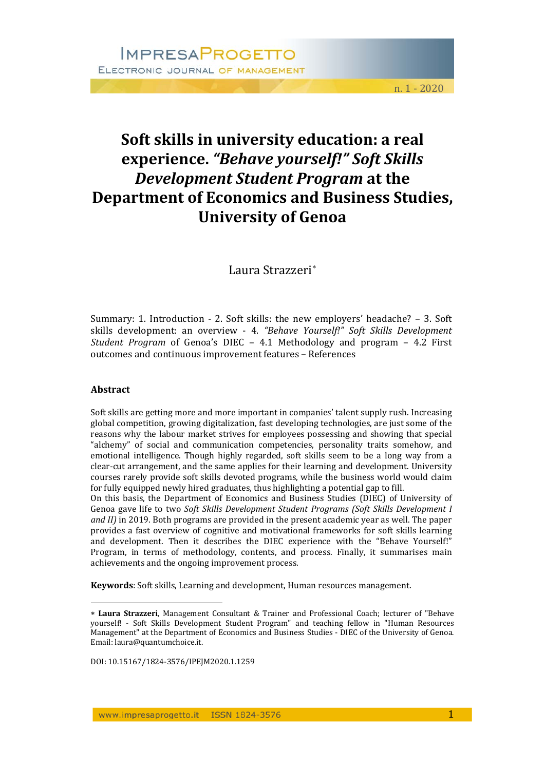# Soft skills in university education: a real experience. *"Behave yourself!" Soft Skills Development Student Program* at the Department of Economics and Business Studies, University of Genoa

Laura Strazzeri*

Summary: 1. Introduction - 2. Soft skills: the new employers' headache? – 3. Soft skills development: an overview - 4. *"Behave Yourself!" Soft Skills Development Student Program* of Genoa's DIEC – 4.1 Methodology and program – 4.2 First outcomes and continuous improvement features – References

## Abstract

Soft skills are getting more and more important in companies' talent supply rush. Increasing global competition, growing digitalization, fast developing technologies, are just some of the reasons why the labour market strives for employees possessing and showing that special "alchemy" of social and communication competencies, personality traits somehow, and emotional intelligence. Though highly regarded, soft skills seem to be a long way from a clear-cut arrangement, and the same applies for their learning and development. University courses rarely provide soft skills devoted programs, while the business world would claim for fully equipped newly hired graduates, thus highlighting a potential gap to fill.

On this basis, the Department of Economics and Business Studies (DIEC) of University of Genoa gave life to two *Soft Skills Development Student Programs (Soft Skills Development I and II)* in 2019. Both programs are provided in the present academic year as well. The paper provides a fast overview of cognitive and motivational frameworks for soft skills learning and development. Then it describes the DIEC experience with the "Behave Yourself!" Program, in terms of methodology, contents, and process. Finally, it summarises main achievements and the ongoing improvement process.

**Keywords**: Soft skills, Learning and development, Human resources management.

---

* **Laura Strazzeri**, Management Consultant & Trainer and Professional Coach; lecturer of "Behave yourself! - Soft Skills Development Student Program" and teaching fellow in "Human Resources Management" at the Department of Economics and Business Studies - DIEC of the University of Genoa. Email: laura@quantumchoice.it.

DOI: 10.15167/1824-3576/IPEJM2020.1.1259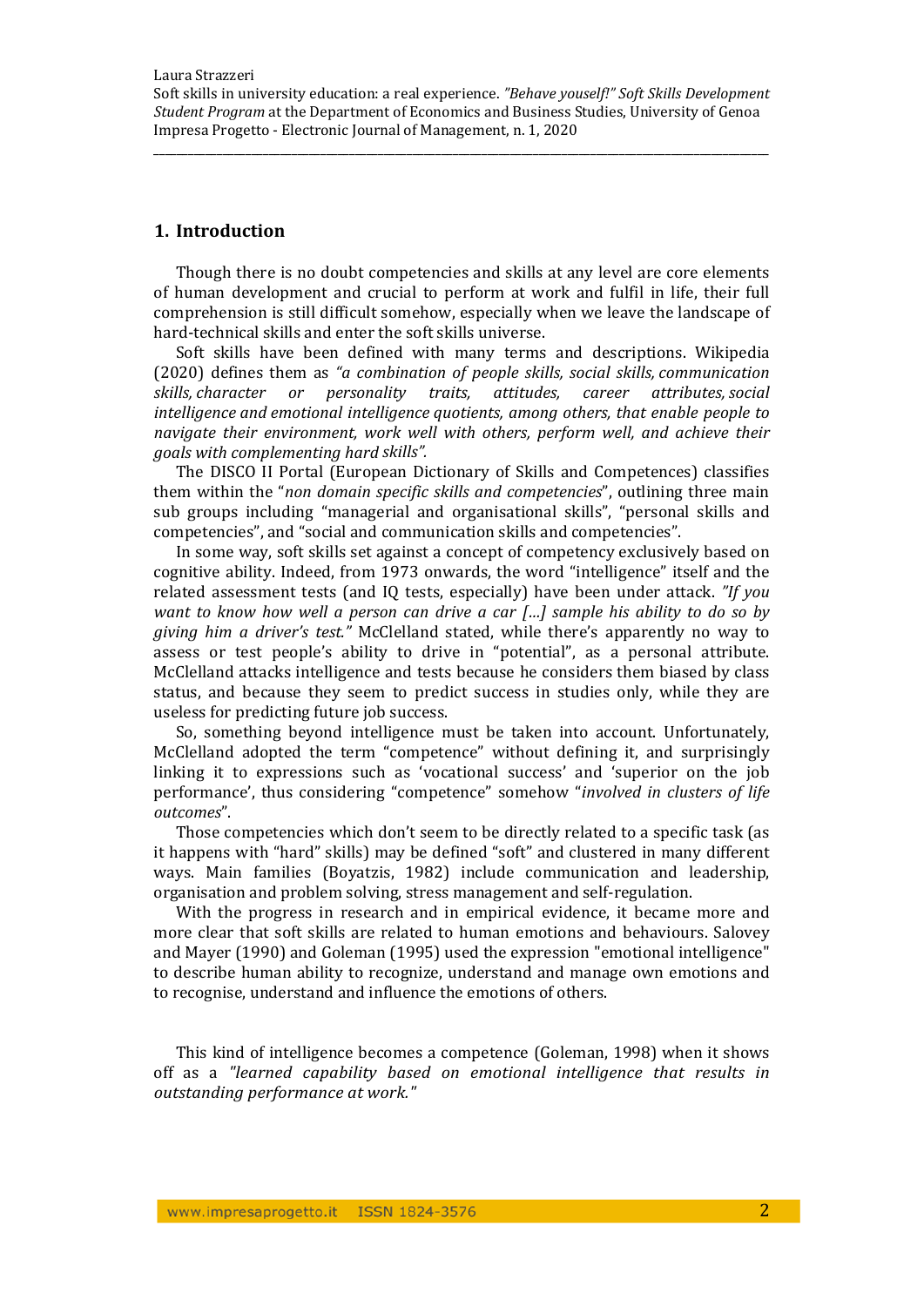## 1. Introduction

Though there is no doubt competencies and skills at any level are core elements of human development and crucial to perform at work and fulfil in life, their full comprehension is still difficult somehow, especially when we leave the landscape of hard-technical skills and enter the soft skills universe.

Soft skills have been defined with many terms and descriptions. Wikipedia (2020) defines them as *"a combination of people skills, social skills, communication skills, character or personality traits, attitudes, career attributes, social intelligence and emotional intelligence quotients, among others, that enable people to navigate their environment, work well with others, perform well, and achieve their goals with complementing hard skills".*

The DISCO II Portal (European Dictionary of Skills and Competences) classifies them within the "*non domain specific skills and competencies*", outlining three main sub groups including "managerial and organisational skills", "personal skills and competencies", and "social and communication skills and competencies".

In some way, soft skills set against a concept of competency exclusively based on cognitive ability. Indeed, from 1973 onwards, the word "intelligence" itself and the related assessment tests (and IQ tests, especially) have been under attack. *"If you want to know how well a person can drive a car […] sample his ability to do so by giving him a driver's test."* McClelland stated, while there's apparently no way to assess or test people's ability to drive in "potential", as a personal attribute. McClelland attacks intelligence and tests because he considers them biased by class status, and because they seem to predict success in studies only, while they are useless for predicting future job success.

So, something beyond intelligence must be taken into account. Unfortunately, McClelland adopted the term "competence" without defining it, and surprisingly linking it to expressions such as 'vocational success' and 'superior on the job performance', thus considering "competence" somehow "*involved in clusters of life outcomes*".

Those competencies which don't seem to be directly related to a specific task (as it happens with "hard" skills) may be defined "soft" and clustered in many different ways. Main families (Boyatzis, 1982) include communication and leadership, organisation and problem solving, stress management and self-regulation.

With the progress in research and in empirical evidence, it became more and more clear that soft skills are related to human emotions and behaviours. Salovey and Mayer (1990) and Goleman (1995) used the expression "emotional intelligence" to describe human ability to recognize, understand and manage own emotions and to recognise, understand and influence the emotions of others.

This kind of intelligence becomes a competence (Goleman, 1998) when it shows off as a *"learned capability based on emotional intelligence that results in outstanding performance at work."*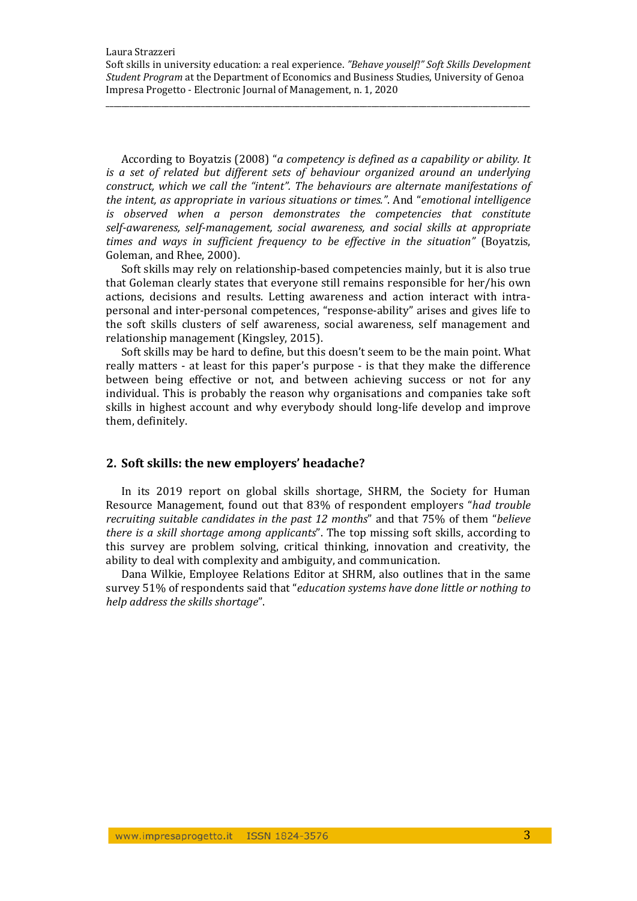According to Boyatzis (2008) "*a competency is defined as a capability or ability. It is a set of related but different sets of behaviour organized around an underlying construct, which we call the "intent". The behaviours are alternate manifestations of the intent, as appropriate in various situations or times."*. And "*emotional intelligence is observed when a person demonstrates the competencies that constitute self-awareness, self-management, social awareness, and social skills at appropriate times and ways in sufficient frequency to be effective in the situation"* (Boyatzis, Goleman, and Rhee, 2000).

Soft skills may rely on relationship-based competencies mainly, but it is also true that Goleman clearly states that everyone still remains responsible for her/his own actions, decisions and results. Letting awareness and action interact with intra-personal and inter-personal competences, "response-ability" arises and gives life to the soft skills clusters of self awareness, social awareness, self management and relationship management (Kingsley, 2015).

Soft skills may be hard to define, but this doesn't seem to be the main point. What really matters - at least for this paper's purpose - is that they make the difference between being effective or not, and between achieving success or not for any individual. This is probably the reason why organisations and companies take soft skills in highest account and why everybody should long-life develop and improve them, definitely.

## 2. Soft skills: the new employers' headache?

In its 2019 report on global skills shortage, SHRM, the Society for Human Resource Management, found out that 83% of respondent employers "*had trouble recruiting suitable candidates in the past 12 months*" and that 75% of them "*believe there is a skill shortage among applicants*". The top missing soft skills, according to this survey are problem solving, critical thinking, innovation and creativity, the ability to deal with complexity and ambiguity, and communication.

Dana Wilkie, Employee Relations Editor at SHRM, also outlines that in the same survey 51% of respondents said that "*education systems have done little or nothing to help address the skills shortage*".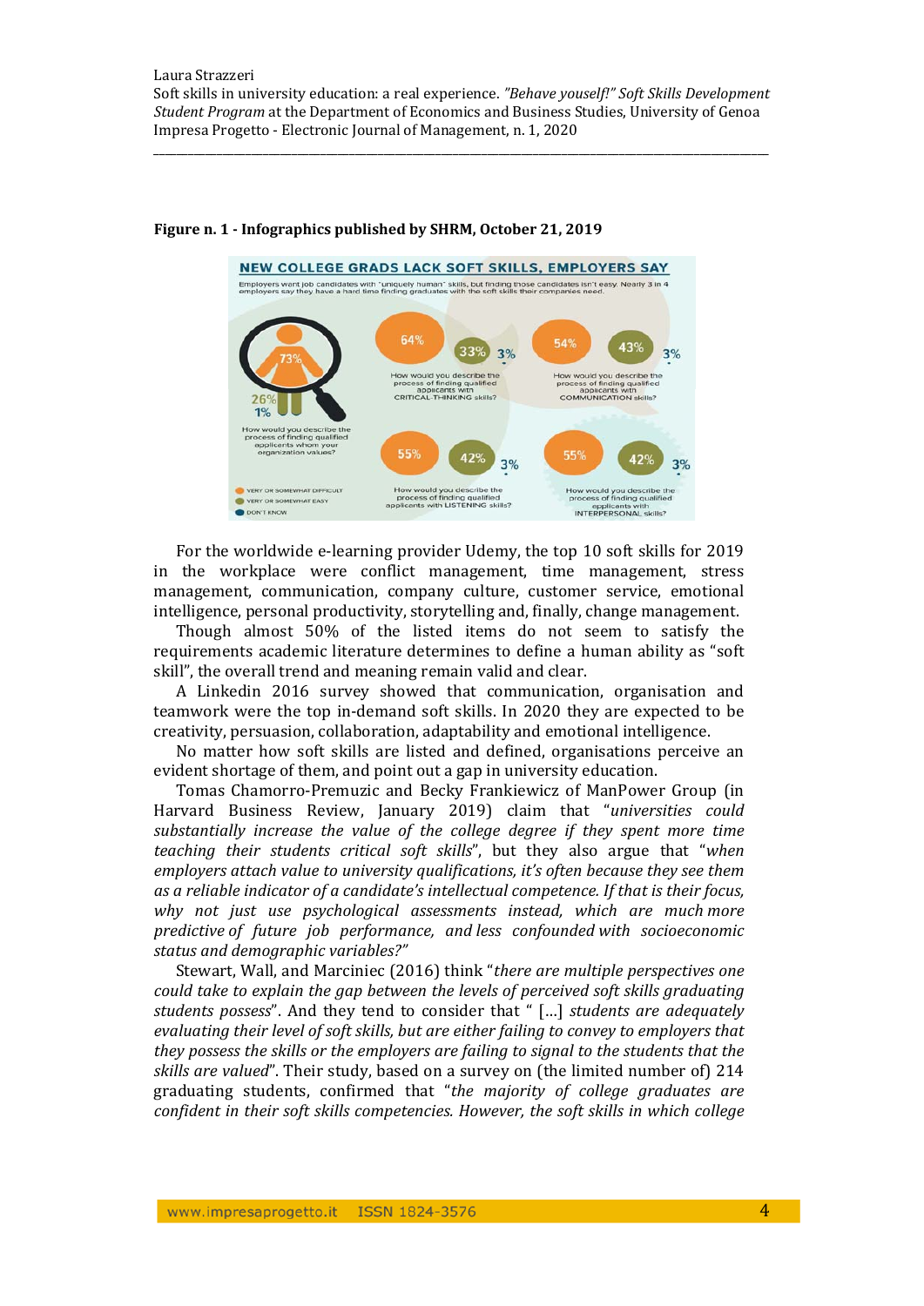**Figure n. 1 - Infographics published by SHRM, October 21, 2019**

NEW COLLEGE GRADS LACK SOFT SKILLS, EMPLOYERS SAY

Employers want job candidates with "uniquely human" skills, but finding those candidates isn't easy. Nearly 3 in 4 employers say they have a hard time finding graduates with the soft skills their companies need.

| Question | Very or somewhat difficult | Very or somewhat easy | Don't know |
|---|---|---|---|
| How would you describe the process of finding qualified applicants whom your organization values? | 73% | 26% | 1% |
| How would you describe the process of finding qualified applicants with CRITICAL-THINKING skills? | 64% | 33% | 3% |
| How would you describe the process of finding qualified applicants with COMMUNICATION skills? | 54% | 43% | 3% |
| How would you describe the process of finding qualified applicants with LISTENING skills? | 55% | 42% | 3% |
| How would you describe the process of finding qualified applicants with INTERPERSONAL skills? | 55% | 42% | 3% |

For the worldwide e-learning provider Udemy, the top 10 soft skills for 2019 in the workplace were conflict management, time management, stress management, communication, company culture, customer service, emotional intelligence, personal productivity, storytelling and, finally, change management.

Though almost 50% of the listed items do not seem to satisfy the requirements academic literature determines to define a human ability as "soft skill", the overall trend and meaning remain valid and clear.

A Linkedin 2016 survey showed that communication, organisation and teamwork were the top in-demand soft skills. In 2020 they are expected to be creativity, persuasion, collaboration, adaptability and emotional intelligence.

No matter how soft skills are listed and defined, organisations perceive an evident shortage of them, and point out a gap in university education.

Tomas Chamorro-Premuzic and Becky Frankiewicz of ManPower Group (in Harvard Business Review, January 2019) claim that "*universities could substantially increase the value of the college degree if they spent more time teaching their students critical soft skills*", but they also argue that "*when employers attach value to university qualifications, it's often because they see them as a reliable indicator of a candidate's intellectual competence. If that is their focus, why not just use psychological assessments instead, which are much more predictive of future job performance, and less confounded with socioeconomic status and demographic variables?*"

Stewart, Wall, and Marciniec (2016) think "*there are multiple perspectives one could take to explain the gap between the levels of perceived soft skills graduating students possess*". And they tend to consider that " […] *students are adequately evaluating their level of soft skills, but are either failing to convey to employers that they possess the skills or the employers are failing to signal to the students that the skills are valued*". Their study, based on a survey on (the limited number of) 214 graduating students, confirmed that "*the majority of college graduates are confident in their soft skills competencies. However, the soft skills in which college*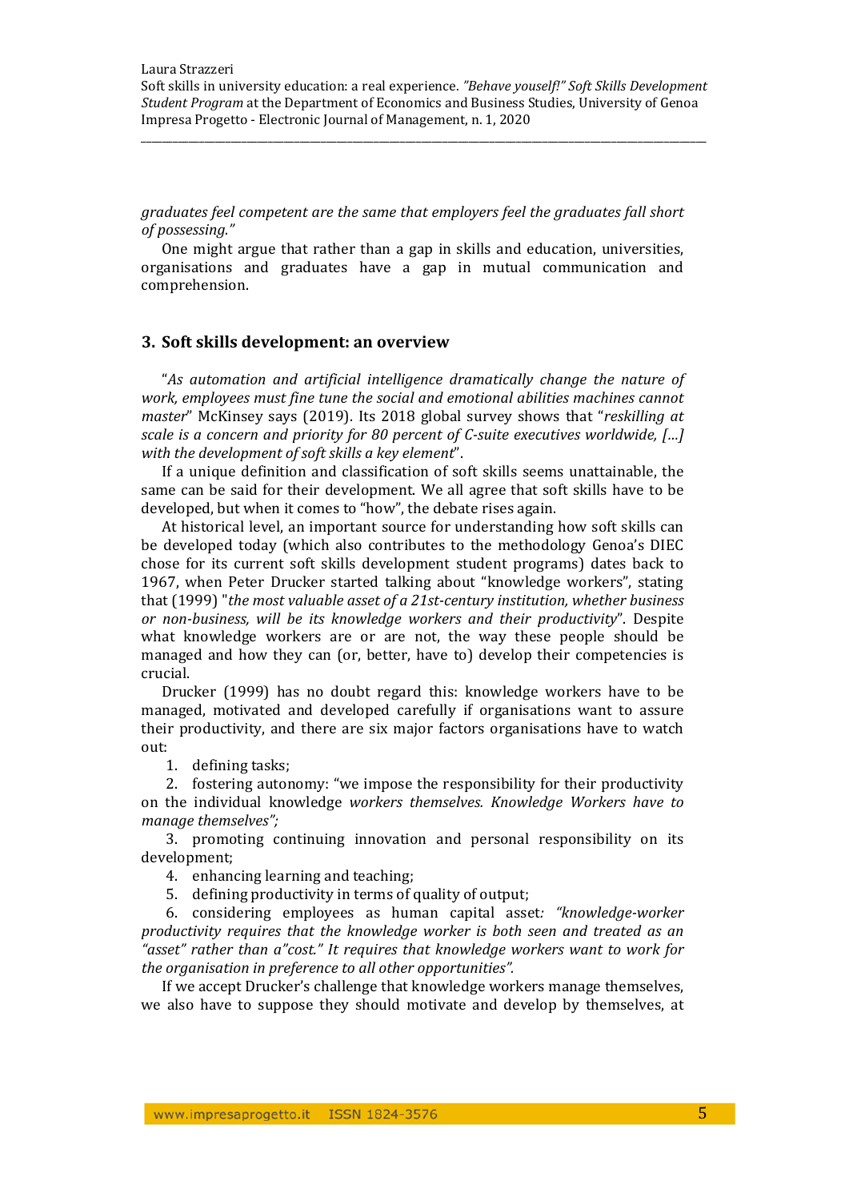*graduates feel competent are the same that employers feel the graduates fall short of possessing."*

One might argue that rather than a gap in skills and education, universities, organisations and graduates have a gap in mutual communication and comprehension.

## 3. Soft skills development: an overview

"*As automation and artificial intelligence dramatically change the nature of work, employees must fine tune the social and emotional abilities machines cannot master*" McKinsey says (2019). Its 2018 global survey shows that "*reskilling at scale is a concern and priority for 80 percent of C-suite executives worldwide, […] with the development of soft skills a key element*".

If a unique definition and classification of soft skills seems unattainable, the same can be said for their development. We all agree that soft skills have to be developed, but when it comes to "how", the debate rises again.

At historical level, an important source for understanding how soft skills can be developed today (which also contributes to the methodology Genoa's DIEC chose for its current soft skills development student programs) dates back to 1967, when Peter Drucker started talking about "knowledge workers", stating that (1999) "*the most valuable asset of a 21st-century institution, whether business or non-business, will be its knowledge workers and their productivity*". Despite what knowledge workers are or are not, the way these people should be managed and how they can (or, better, have to) develop their competencies is crucial.

Drucker (1999) has no doubt regard this: knowledge workers have to be managed, motivated and developed carefully if organisations want to assure their productivity, and there are six major factors organisations have to watch out:

1. defining tasks;
2. fostering autonomy: "we impose the responsibility for their productivity on the individual knowledge *workers themselves. Knowledge Workers have to manage themselves";*
3. promoting continuing innovation and personal responsibility on its development;
4. enhancing learning and teaching;
5. defining productivity in terms of quality of output;
6. considering employees as human capital asset*: "knowledge-worker productivity requires that the knowledge worker is both seen and treated as an "asset" rather than a"cost." It requires that knowledge workers want to work for the organisation in preference to all other opportunities".*

If we accept Drucker's challenge that knowledge workers manage themselves, we also have to suppose they should motivate and develop by themselves, at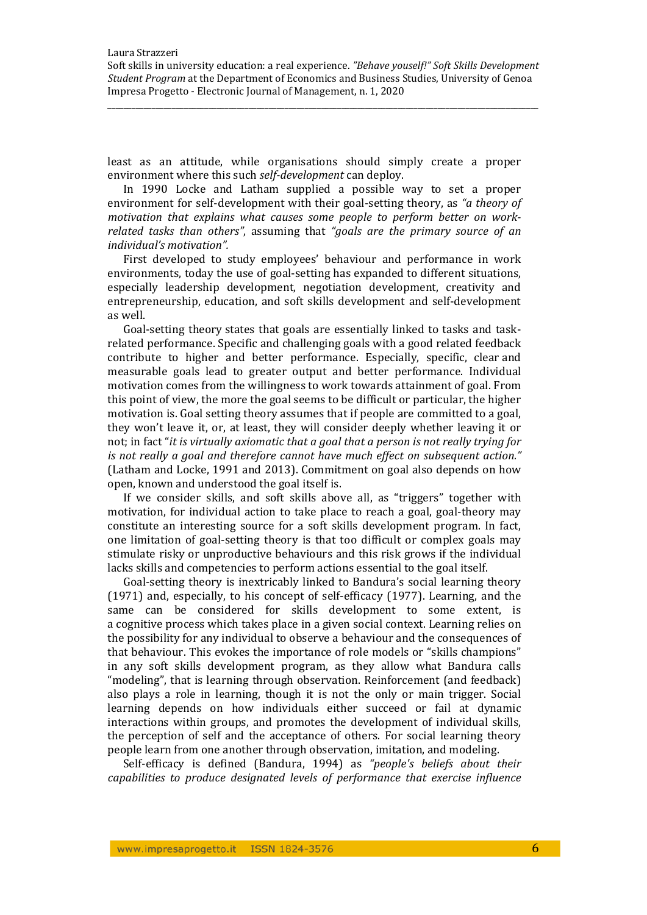least as an attitude, while organisations should simply create a proper environment where this such *self-development* can deploy.

In 1990 Locke and Latham supplied a possible way to set a proper environment for self-development with their goal-setting theory, as *"a theory of motivation that explains what causes some people to perform better on work-related tasks than others"*, assuming that *"goals are the primary source of an individual's motivation".*

First developed to study employees' behaviour and performance in work environments, today the use of goal-setting has expanded to different situations, especially leadership development, negotiation development, creativity and entrepreneurship, education, and soft skills development and self-development as well.

Goal-setting theory states that goals are essentially linked to tasks and task-related performance. Specific and challenging goals with a good related feedback contribute to higher and better performance. Especially, specific, clear and measurable goals lead to greater output and better performance. Individual motivation comes from the willingness to work towards attainment of goal. From this point of view, the more the goal seems to be difficult or particular, the higher motivation is. Goal setting theory assumes that if people are committed to a goal, they won't leave it, or, at least, they will consider deeply whether leaving it or not; in fact "*it is virtually axiomatic that a goal that a person is not really trying for is not really a goal and therefore cannot have much effect on subsequent action."* (Latham and Locke, 1991 and 2013). Commitment on goal also depends on how open, known and understood the goal itself is.

If we consider skills, and soft skills above all, as "triggers" together with motivation, for individual action to take place to reach a goal, goal-theory may constitute an interesting source for a soft skills development program. In fact, one limitation of goal-setting theory is that too difficult or complex goals may stimulate risky or unproductive behaviours and this risk grows if the individual lacks skills and competencies to perform actions essential to the goal itself.

Goal-setting theory is inextricably linked to Bandura's social learning theory (1971) and, especially, to his concept of self-efficacy (1977). Learning, and the same can be considered for skills development to some extent, is a cognitive process which takes place in a given social context. Learning relies on the possibility for any individual to observe a behaviour and the consequences of that behaviour. This evokes the importance of role models or "skills champions" in any soft skills development program, as they allow what Bandura calls "modeling", that is learning through observation. Reinforcement (and feedback) also plays a role in learning, though it is not the only or main trigger. Social learning depends on how individuals either succeed or fail at dynamic interactions within groups, and promotes the development of individual skills, the perception of self and the acceptance of others. For social learning theory people learn from one another through observation, imitation, and modeling.

Self-efficacy is defined (Bandura, 1994) as *"people's beliefs about their capabilities to produce designated levels of performance that exercise influence*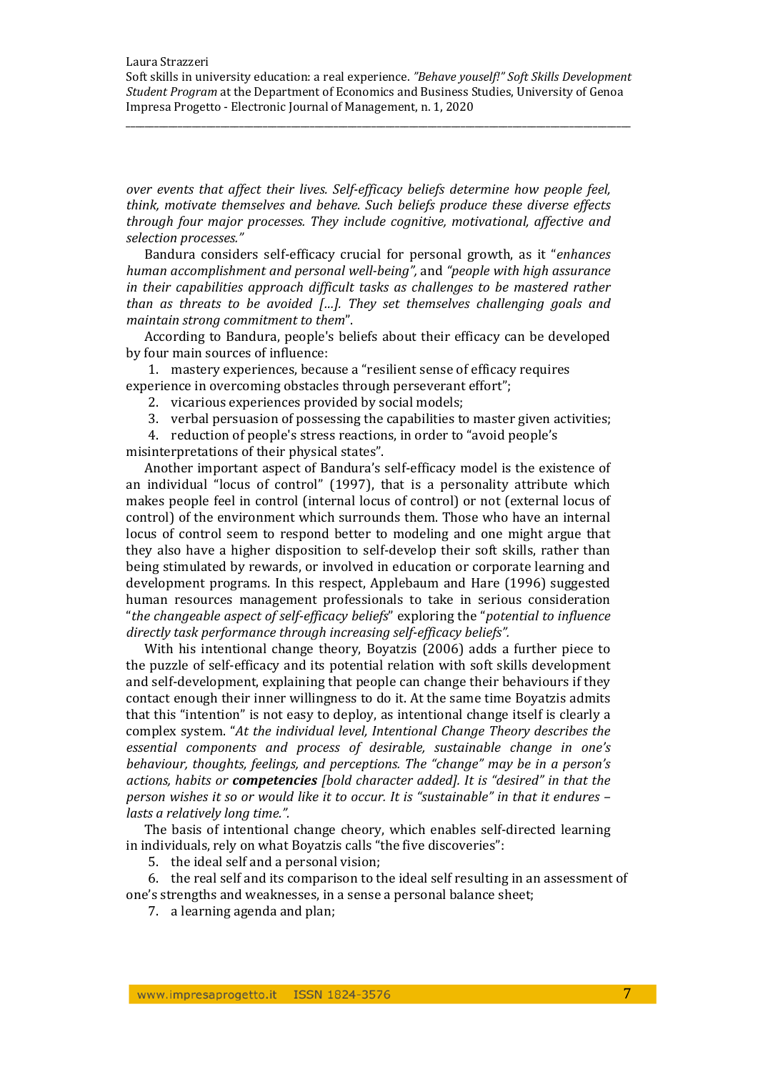*over events that affect their lives. Self-efficacy beliefs determine how people feel, think, motivate themselves and behave. Such beliefs produce these diverse effects through four major processes. They include cognitive, motivational, affective and selection processes."*

Bandura considers self-efficacy crucial for personal growth, as it "*enhances human accomplishment and personal well-being",* and *"people with high assurance in their capabilities approach difficult tasks as challenges to be mastered rather than as threats to be avoided [...]. They set themselves challenging goals and maintain strong commitment to them*".

According to Bandura, people's beliefs about their efficacy can be developed by four main sources of influence:

1. mastery experiences, because a "resilient sense of efficacy requires experience in overcoming obstacles through perseverant effort";
2. vicarious experiences provided by social models;
3. verbal persuasion of possessing the capabilities to master given activities;
4. reduction of people's stress reactions, in order to "avoid people's misinterpretations of their physical states".

Another important aspect of Bandura's self-efficacy model is the existence of an individual "locus of control" (1997), that is a personality attribute which makes people feel in control (internal locus of control) or not (external locus of control) of the environment which surrounds them. Those who have an internal locus of control seem to respond better to modeling and one might argue that they also have a higher disposition to self-develop their soft skills, rather than being stimulated by rewards, or involved in education or corporate learning and development programs. In this respect, Applebaum and Hare (1996) suggested human resources management professionals to take in serious consideration "*the changeable aspect of self-efficacy beliefs*" exploring the "*potential to influence directly task performance through increasing self-efficacy beliefs".*

With his intentional change theory, Boyatzis (2006) adds a further piece to the puzzle of self-efficacy and its potential relation with soft skills development and self-development, explaining that people can change their behaviours if they contact enough their inner willingness to do it. At the same time Boyatzis admits that this "intention" is not easy to deploy, as intentional change itself is clearly a complex system. "*At the individual level, Intentional Change Theory describes the essential components and process of desirable, sustainable change in one's behaviour, thoughts, feelings, and perceptions. The "change" may be in a person's actions, habits or* ***competencies*** *[bold character added]. It is "desired" in that the person wishes it so or would like it to occur. It is "sustainable" in that it endures – lasts a relatively long time.".*

The basis of intentional change cheory, which enables self-directed learning in individuals, rely on what Boyatzis calls "the five discoveries":

5. the ideal self and a personal vision;
6. the real self and its comparison to the ideal self resulting in an assessment of one's strengths and weaknesses, in a sense a personal balance sheet;
7. a learning agenda and plan;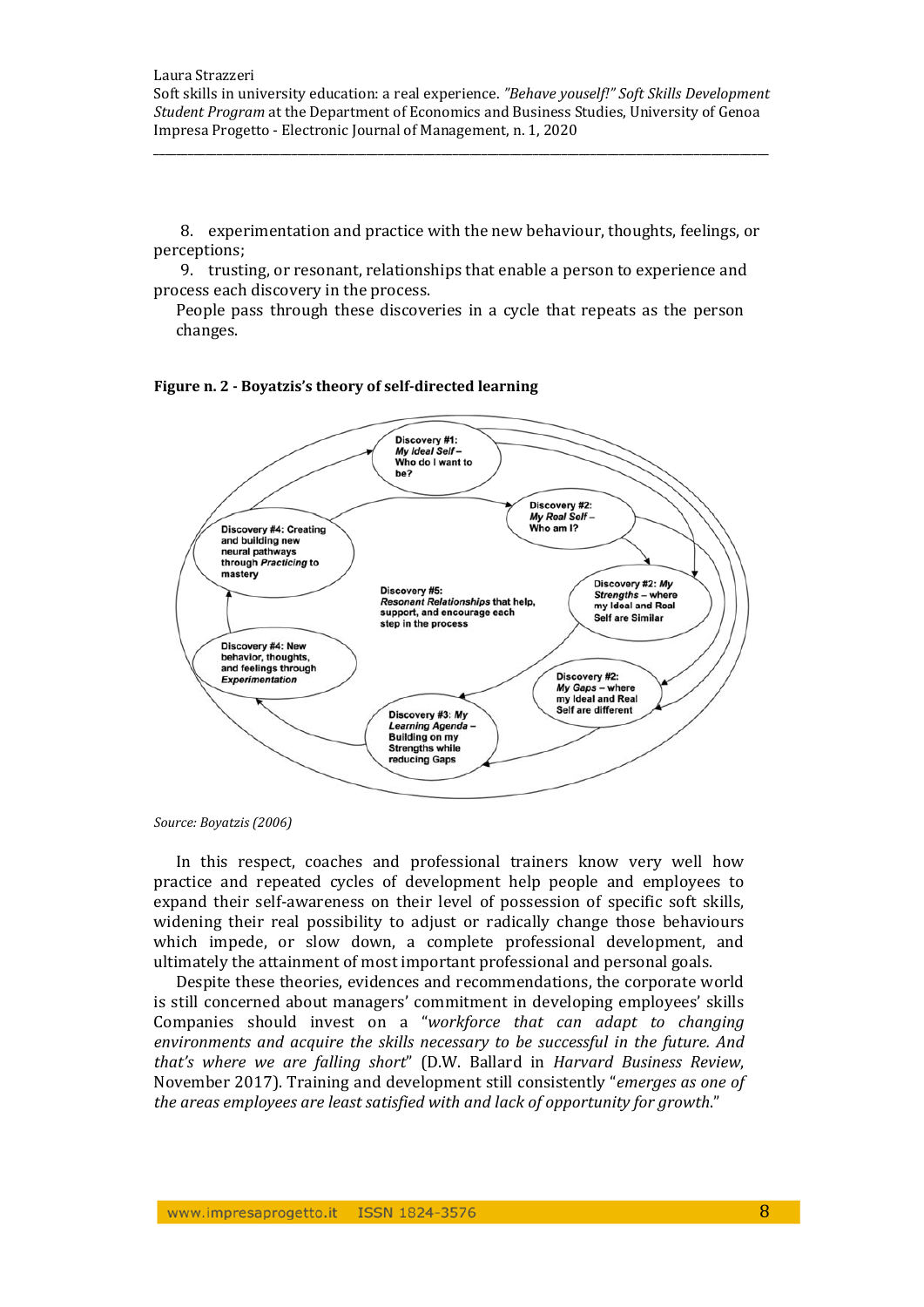8. experimentation and practice with the new behaviour, thoughts, feelings, or perceptions;

9. trusting, or resonant, relationships that enable a person to experience and process each discovery in the process.

People pass through these discoveries in a cycle that repeats as the person changes.

**Figure n. 2 - Boyatzis's theory of self-directed learning**

Discovery #1: *My Ideal Self* – Who do I want to be?

Discovery #2: *My Real Self* – Who am I?

Discovery #2: *My Strengths* – where my Ideal and Real Self are Similar

Discovery #2: *My Gaps* – where my Ideal and Real Self are different

Discovery #3: *My Learning Agenda* – Building on my Strengths while reducing Gaps

Discovery #4: New behavior, thoughts, and feelings through *Experimentation*

Discovery #4: Creating and building new neural pathways through *Practicing* to mastery

Discovery #5: *Resonant Relationships* that help, support, and encourage each step in the process

*Source: Boyatzis (2006)*

In this respect, coaches and professional trainers know very well how practice and repeated cycles of development help people and employees to expand their self-awareness on their level of possession of specific soft skills, widening their real possibility to adjust or radically change those behaviours which impede, or slow down, a complete professional development, and ultimately the attainment of most important professional and personal goals.

Despite these theories, evidences and recommendations, the corporate world is still concerned about managers' commitment in developing employees' skills Companies should invest on a "*workforce that can adapt to changing environments and acquire the skills necessary to be successful in the future. And that's where we are falling short*" (D.W. Ballard in *Harvard Business Review*, November 2017). Training and development still consistently "*emerges as one of the areas employees are least satisfied with and lack of opportunity for growth*."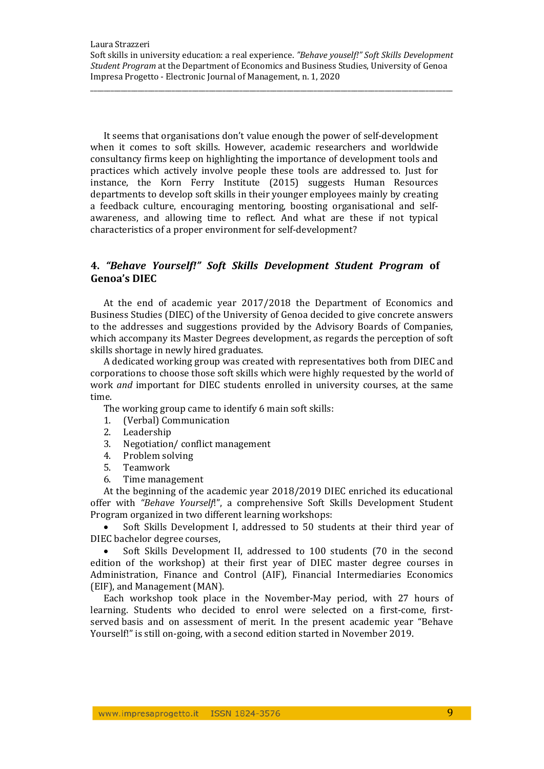It seems that organisations don't value enough the power of self-development when it comes to soft skills. However, academic researchers and worldwide consultancy firms keep on highlighting the importance of development tools and practices which actively involve people these tools are addressed to. Just for instance, the Korn Ferry Institute (2015) suggests Human Resources departments to develop soft skills in their younger employees mainly by creating a feedback culture, encouraging mentoring, boosting organisational and self-awareness, and allowing time to reflect. And what are these if not typical characteristics of a proper environment for self-development?

## 4. *"Behave Yourself!" Soft Skills Development Student Program* of Genoa's DIEC

At the end of academic year 2017/2018 the Department of Economics and Business Studies (DIEC) of the University of Genoa decided to give concrete answers to the addresses and suggestions provided by the Advisory Boards of Companies, which accompany its Master Degrees development, as regards the perception of soft skills shortage in newly hired graduates.

A dedicated working group was created with representatives both from DIEC and corporations to choose those soft skills which were highly requested by the world of work *and* important for DIEC students enrolled in university courses, at the same time.

The working group came to identify 6 main soft skills:

1. (Verbal) Communication
2. Leadership
3. Negotiation/ conflict management
4. Problem solving
5. Teamwork
6. Time management

At the beginning of the academic year 2018/2019 DIEC enriched its educational offer with *"Behave Yourself*!", a comprehensive Soft Skills Development Student Program organized in two different learning workshops:

- Soft Skills Development I, addressed to 50 students at their third year of DIEC bachelor degree courses,
- Soft Skills Development II, addressed to 100 students (70 in the second edition of the workshop) at their first year of DIEC master degree courses in Administration, Finance and Control (AIF), Financial Intermediaries Economics (EIF), and Management (MAN).

Each workshop took place in the November-May period, with 27 hours of learning. Students who decided to enrol were selected on a first-come, first-served basis and on assessment of merit. In the present academic year "Behave Yourself!" is still on-going, with a second edition started in November 2019.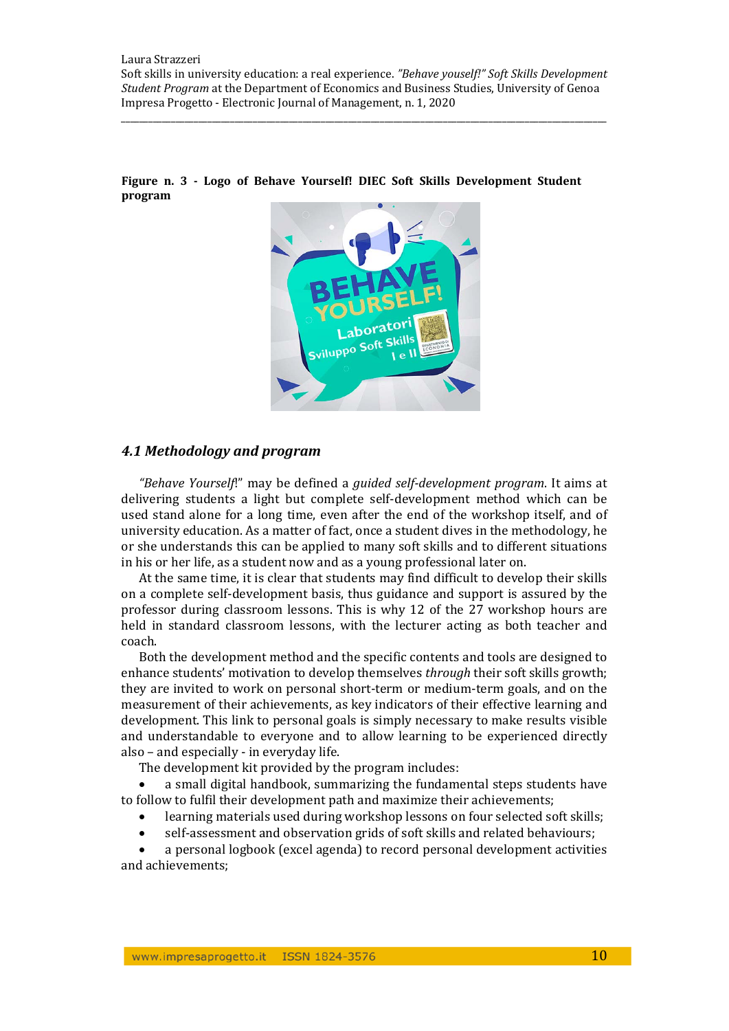**Figure n. 3 - Logo of Behave Yourself! DIEC Soft Skills Development Student program**

### *4.1 Methodology and program*

*"Behave Yourself*!" may be defined a *guided self-development program*. It aims at delivering students a light but complete self-development method which can be used stand alone for a long time, even after the end of the workshop itself, and of university education. As a matter of fact, once a student dives in the methodology, he or she understands this can be applied to many soft skills and to different situations in his or her life, as a student now and as a young professional later on.

At the same time, it is clear that students may find difficult to develop their skills on a complete self-development basis, thus guidance and support is assured by the professor during classroom lessons. This is why 12 of the 27 workshop hours are held in standard classroom lessons, with the lecturer acting as both teacher and coach.

Both the development method and the specific contents and tools are designed to enhance students' motivation to develop themselves *through* their soft skills growth; they are invited to work on personal short-term or medium-term goals, and on the measurement of their achievements, as key indicators of their effective learning and development. This link to personal goals is simply necessary to make results visible and understandable to everyone and to allow learning to be experienced directly also – and especially - in everyday life.

The development kit provided by the program includes:

- a small digital handbook, summarizing the fundamental steps students have to follow to fulfil their development path and maximize their achievements;
- learning materials used during workshop lessons on four selected soft skills;
- self-assessment and observation grids of soft skills and related behaviours;
- a personal logbook (excel agenda) to record personal development activities and achievements;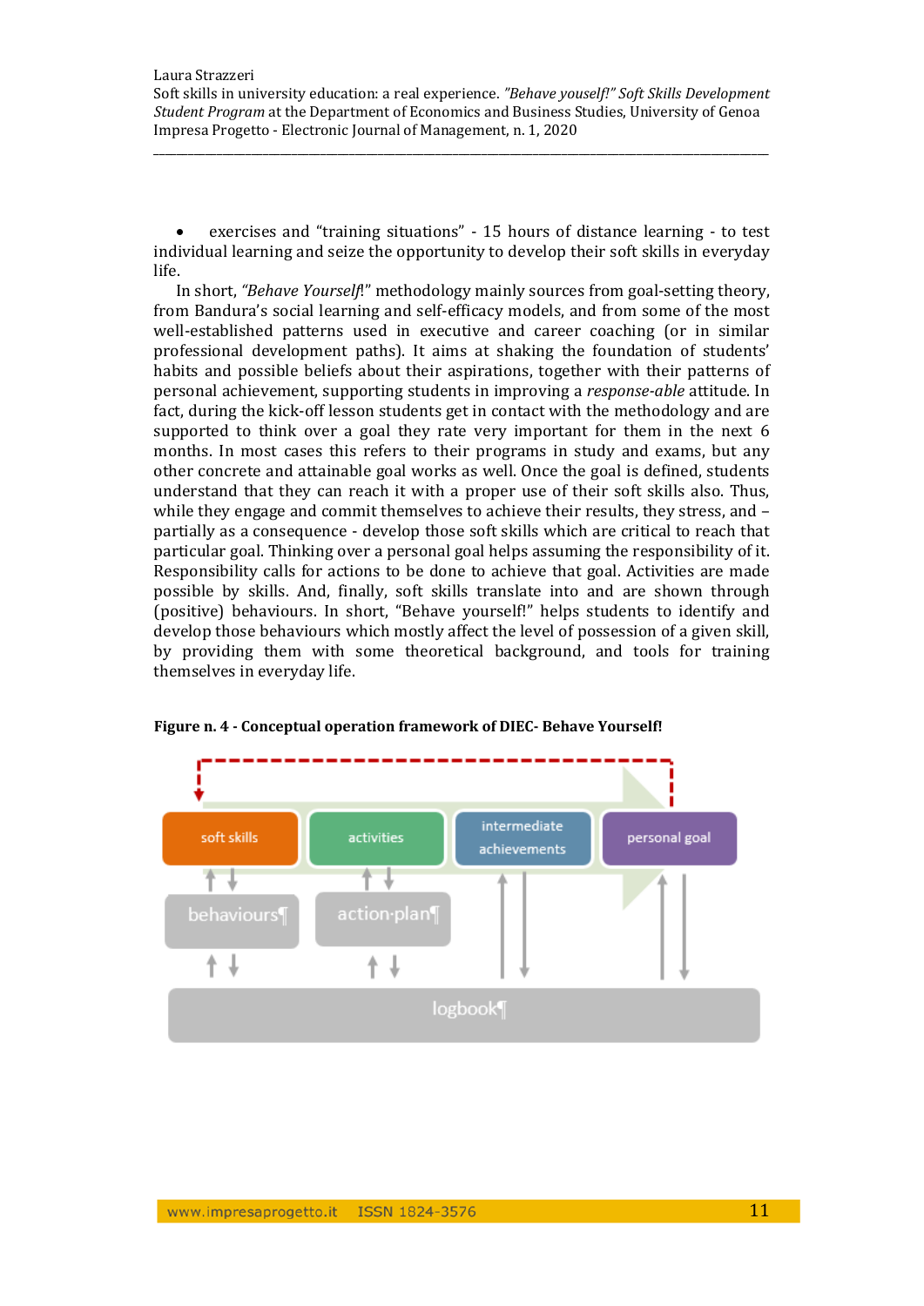- exercises and "training situations" - 15 hours of distance learning - to test individual learning and seize the opportunity to develop their soft skills in everyday life.

In short, *"Behave Yourself*!" methodology mainly sources from goal-setting theory, from Bandura's social learning and self-efficacy models, and from some of the most well-established patterns used in executive and career coaching (or in similar professional development paths). It aims at shaking the foundation of students' habits and possible beliefs about their aspirations, together with their patterns of personal achievement, supporting students in improving a *response-able* attitude. In fact, during the kick-off lesson students get in contact with the methodology and are supported to think over a goal they rate very important for them in the next 6 months. In most cases this refers to their programs in study and exams, but any other concrete and attainable goal works as well. Once the goal is defined, students understand that they can reach it with a proper use of their soft skills also. Thus, while they engage and commit themselves to achieve their results, they stress, and – partially as a consequence - develop those soft skills which are critical to reach that particular goal. Thinking over a personal goal helps assuming the responsibility of it. Responsibility calls for actions to be done to achieve that goal. Activities are made possible by skills. And, finally, soft skills translate into and are shown through (positive) behaviours. In short, "Behave yourself!" helps students to identify and develop those behaviours which mostly affect the level of possession of a given skill, by providing them with some theoretical background, and tools for training themselves in everyday life.

**Figure n. 4 - Conceptual operation framework of DIEC- Behave Yourself!**

soft skills → activities → intermediate achievements → personal goal

behaviours | action plan

logbook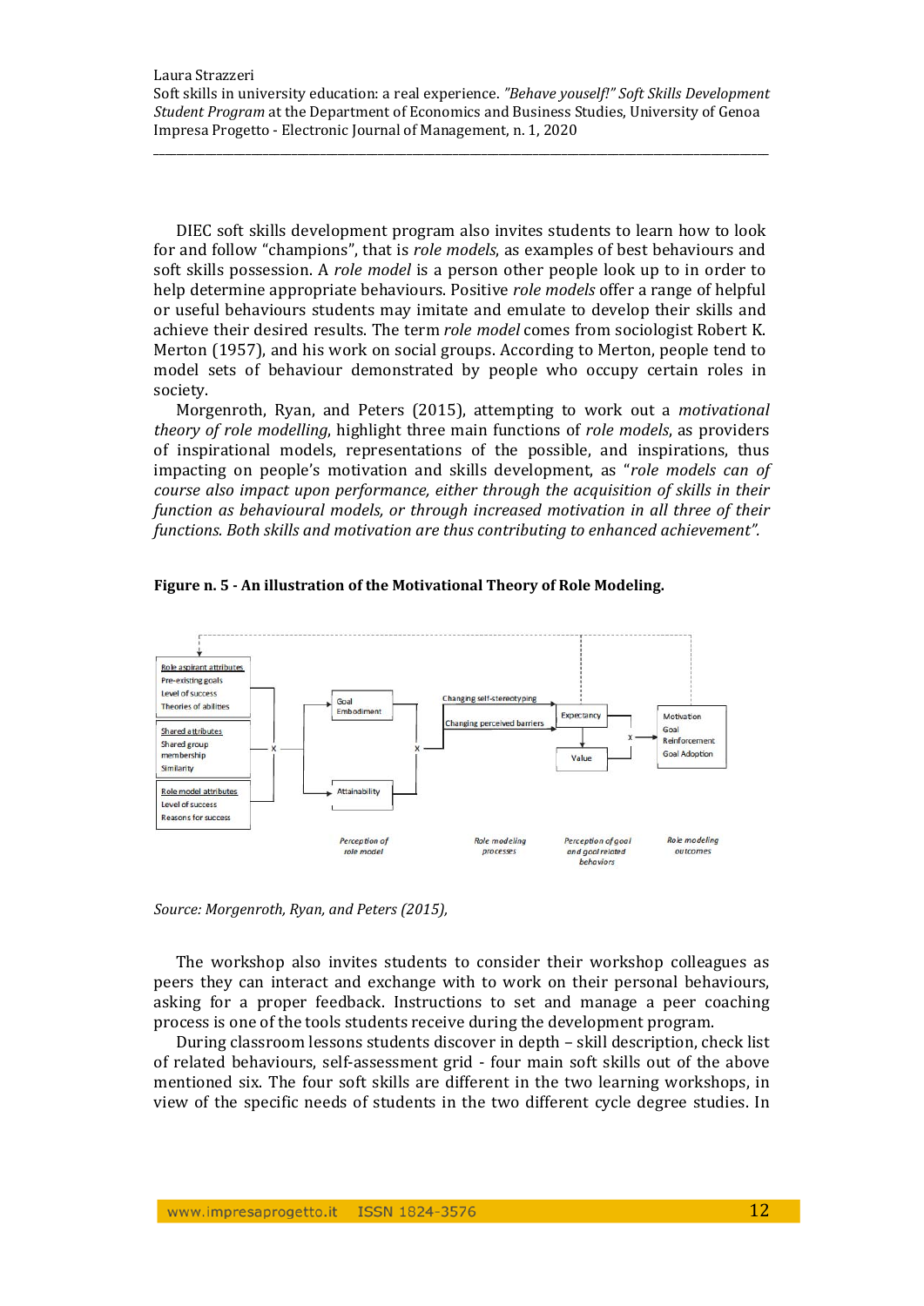DIEC soft skills development program also invites students to learn how to look for and follow "champions", that is *role models*, as examples of best behaviours and soft skills possession. A *role model* is a person other people look up to in order to help determine appropriate behaviours. Positive *role models* offer a range of helpful or useful behaviours students may imitate and emulate to develop their skills and achieve their desired results. The term *role model* comes from sociologist Robert K. Merton (1957), and his work on social groups. According to Merton, people tend to model sets of behaviour demonstrated by people who occupy certain roles in society.

Morgenroth, Ryan, and Peters (2015), attempting to work out a *motivational theory of role modelling*, highlight three main functions of *role models*, as providers of inspirational models, representations of the possible, and inspirations, thus impacting on people's motivation and skills development, as "*role models can of course also impact upon performance, either through the acquisition of skills in their function as behavioural models, or through increased motivation in all three of their functions. Both skills and motivation are thus contributing to enhanced achievement".*

**Figure n. 5 - An illustration of the Motivational Theory of Role Modeling.**

*Source: Morgenroth, Ryan, and Peters (2015),*

The workshop also invites students to consider their workshop colleagues as peers they can interact and exchange with to work on their personal behaviours, asking for a proper feedback. Instructions to set and manage a peer coaching process is one of the tools students receive during the development program.

During classroom lessons students discover in depth – skill description, check list of related behaviours, self-assessment grid - four main soft skills out of the above mentioned six. The four soft skills are different in the two learning workshops, in view of the specific needs of students in the two different cycle degree studies. In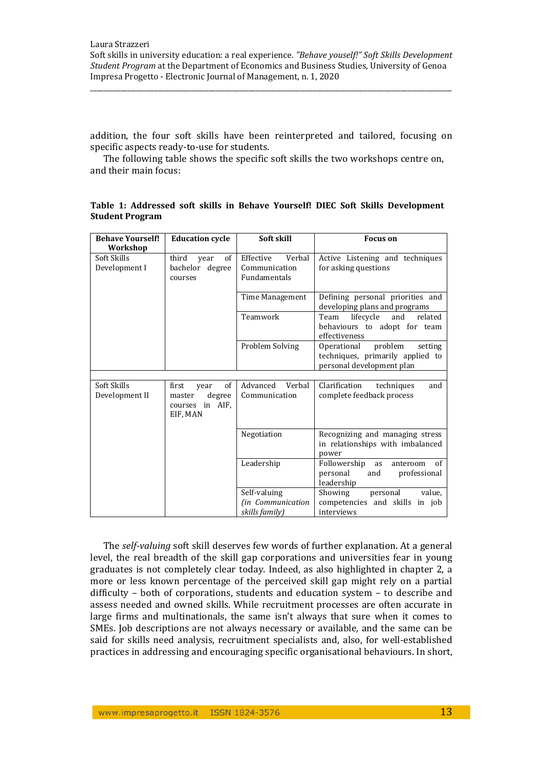addition, the four soft skills have been reinterpreted and tailored, focusing on specific aspects ready-to-use for students.

The following table shows the specific soft skills the two workshops centre on, and their main focus:

**Table 1: Addressed soft skills in Behave Yourself! DIEC Soft Skills Development Student Program**

| Behave Yourself! Workshop | Education cycle | Soft skill | Focus on |
|---|---|---|---|
| Soft Skills Development I | third year of bachelor degree courses | Effective Verbal Communication Fundamentals | Active Listening and techniques for asking questions |
| | | Time Management | Defining personal priorities and developing plans and programs |
| | | Teamwork | Team lifecycle and related behaviours to adopt for team effectiveness |
| | | Problem Solving | Operational problem setting techniques, primarily applied to personal development plan |
| | | | |
| Soft Skills Development II | first year of master degree courses in AIF, EIF, MAN | Advanced Verbal Communication | Clarification techniques and complete feedback process |
| | | Negotiation | Recognizing and managing stress in relationships with imbalanced power |
| | | Leadership | Followership as anteroom of personal and professional leadership |
| | | Self-valuing *(in Communication skills family)* | Showing personal value, competencies and skills in job interviews |

The *self-valuing* soft skill deserves few words of further explanation. At a general level, the real breadth of the skill gap corporations and universities fear in young graduates is not completely clear today. Indeed, as also highlighted in chapter 2, a more or less known percentage of the perceived skill gap might rely on a partial difficulty – both of corporations, students and education system – to describe and assess needed and owned skills. While recruitment processes are often accurate in large firms and multinationals, the same isn't always that sure when it comes to SMEs. Job descriptions are not always necessary or available, and the same can be said for skills need analysis, recruitment specialists and, also, for well-established practices in addressing and encouraging specific organisational behaviours. In short,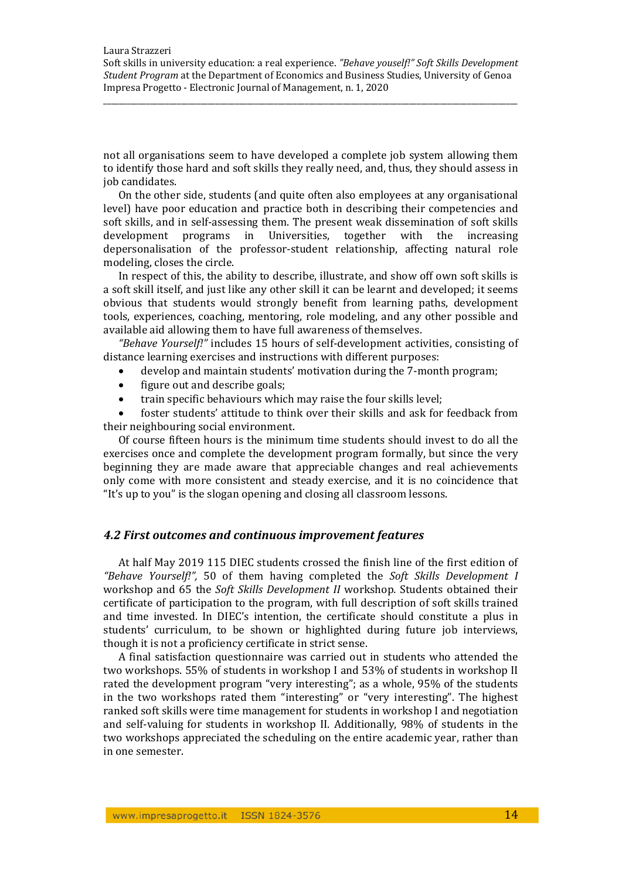not all organisations seem to have developed a complete job system allowing them to identify those hard and soft skills they really need, and, thus, they should assess in job candidates.

On the other side, students (and quite often also employees at any organisational level) have poor education and practice both in describing their competencies and soft skills, and in self-assessing them. The present weak dissemination of soft skills development programs in Universities, together with the increasing depersonalisation of the professor-student relationship, affecting natural role modeling, closes the circle.

In respect of this, the ability to describe, illustrate, and show off own soft skills is a soft skill itself, and just like any other skill it can be learnt and developed; it seems obvious that students would strongly benefit from learning paths, development tools, experiences, coaching, mentoring, role modeling, and any other possible and available aid allowing them to have full awareness of themselves.

*"Behave Yourself!"* includes 15 hours of self-development activities, consisting of distance learning exercises and instructions with different purposes:

- develop and maintain students' motivation during the 7-month program;
- figure out and describe goals;
- train specific behaviours which may raise the four skills level;
- foster students' attitude to think over their skills and ask for feedback from their neighbouring social environment.

Of course fifteen hours is the minimum time students should invest to do all the exercises once and complete the development program formally, but since the very beginning they are made aware that appreciable changes and real achievements only come with more consistent and steady exercise, and it is no coincidence that "It's up to you" is the slogan opening and closing all classroom lessons.

### *4.2 First outcomes and continuous improvement features*

At half May 2019 115 DIEC students crossed the finish line of the first edition of *"Behave Yourself!"*, 50 of them having completed the *Soft Skills Development I* workshop and 65 the *Soft Skills Development II* workshop. Students obtained their certificate of participation to the program, with full description of soft skills trained and time invested. In DIEC's intention, the certificate should constitute a plus in students' curriculum, to be shown or highlighted during future job interviews, though it is not a proficiency certificate in strict sense.

A final satisfaction questionnaire was carried out in students who attended the two workshops. 55% of students in workshop I and 53% of students in workshop II rated the development program "very interesting"; as a whole, 95% of the students in the two workshops rated them "interesting" or "very interesting". The highest ranked soft skills were time management for students in workshop I and negotiation and self-valuing for students in workshop II. Additionally, 98% of students in the two workshops appreciated the scheduling on the entire academic year, rather than in one semester.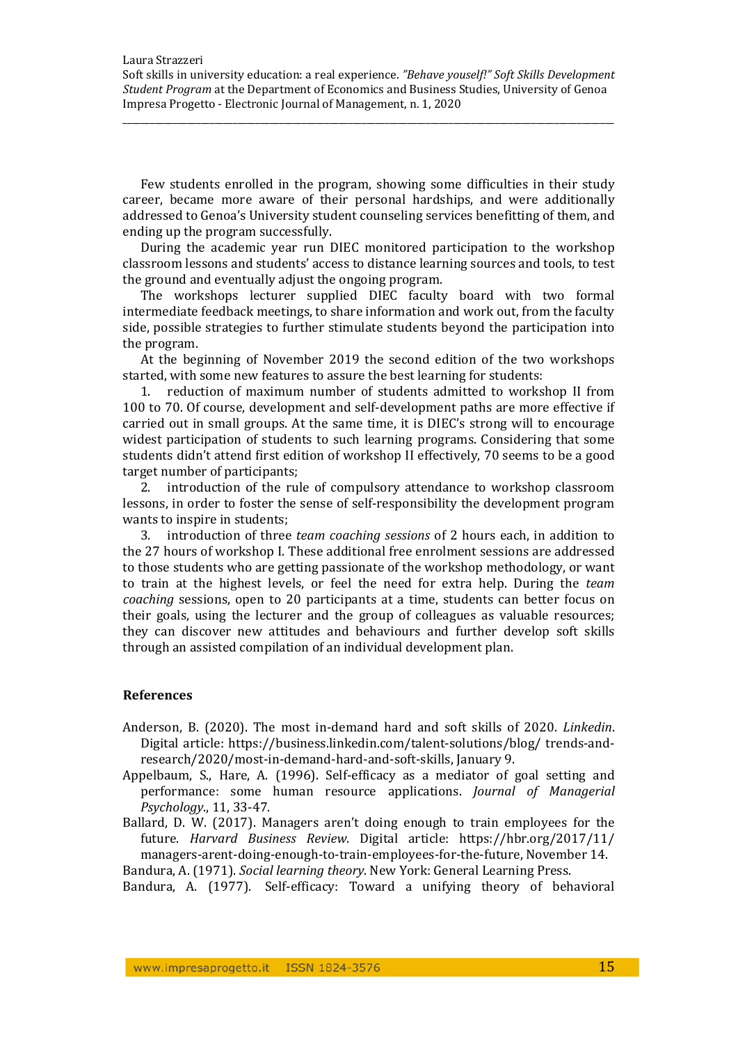Few students enrolled in the program, showing some difficulties in their study career, became more aware of their personal hardships, and were additionally addressed to Genoa's University student counseling services benefitting of them, and ending up the program successfully.

During the academic year run DIEC monitored participation to the workshop classroom lessons and students' access to distance learning sources and tools, to test the ground and eventually adjust the ongoing program.

The workshops lecturer supplied DIEC faculty board with two formal intermediate feedback meetings, to share information and work out, from the faculty side, possible strategies to further stimulate students beyond the participation into the program.

At the beginning of November 2019 the second edition of the two workshops started, with some new features to assure the best learning for students:

1. reduction of maximum number of students admitted to workshop II from 100 to 70. Of course, development and self-development paths are more effective if carried out in small groups. At the same time, it is DIEC's strong will to encourage widest participation of students to such learning programs. Considering that some students didn't attend first edition of workshop II effectively, 70 seems to be a good target number of participants;
2. introduction of the rule of compulsory attendance to workshop classroom lessons, in order to foster the sense of self-responsibility the development program wants to inspire in students;
3. introduction of three *team coaching sessions* of 2 hours each, in addition to the 27 hours of workshop I. These additional free enrolment sessions are addressed to those students who are getting passionate of the workshop methodology, or want to train at the highest levels, or feel the need for extra help. During the *team coaching* sessions, open to 20 participants at a time, students can better focus on their goals, using the lecturer and the group of colleagues as valuable resources; they can discover new attitudes and behaviours and further develop soft skills through an assisted compilation of an individual development plan.

## References

Anderson, B. (2020). The most in-demand hard and soft skills of 2020. *Linkedin*. Digital article: https://business.linkedin.com/talent-solutions/blog/ trends-and-research/2020/most-in-demand-hard-and-soft-skills, January 9.

Appelbaum, S., Hare, A. (1996). Self-efficacy as a mediator of goal setting and performance: some human resource applications. *Journal of Managerial Psychology*., 11, 33-47.

Ballard, D. W. (2017). Managers aren't doing enough to train employees for the future. *Harvard Business Review*. Digital article: https://hbr.org/2017/11/ managers-arent-doing-enough-to-train-employees-for-the-future, November 14.

Bandura, A. (1971). *Social learning theory*. New York: General Learning Press.

Bandura, A. (1977). Self-efficacy: Toward a unifying theory of behavioral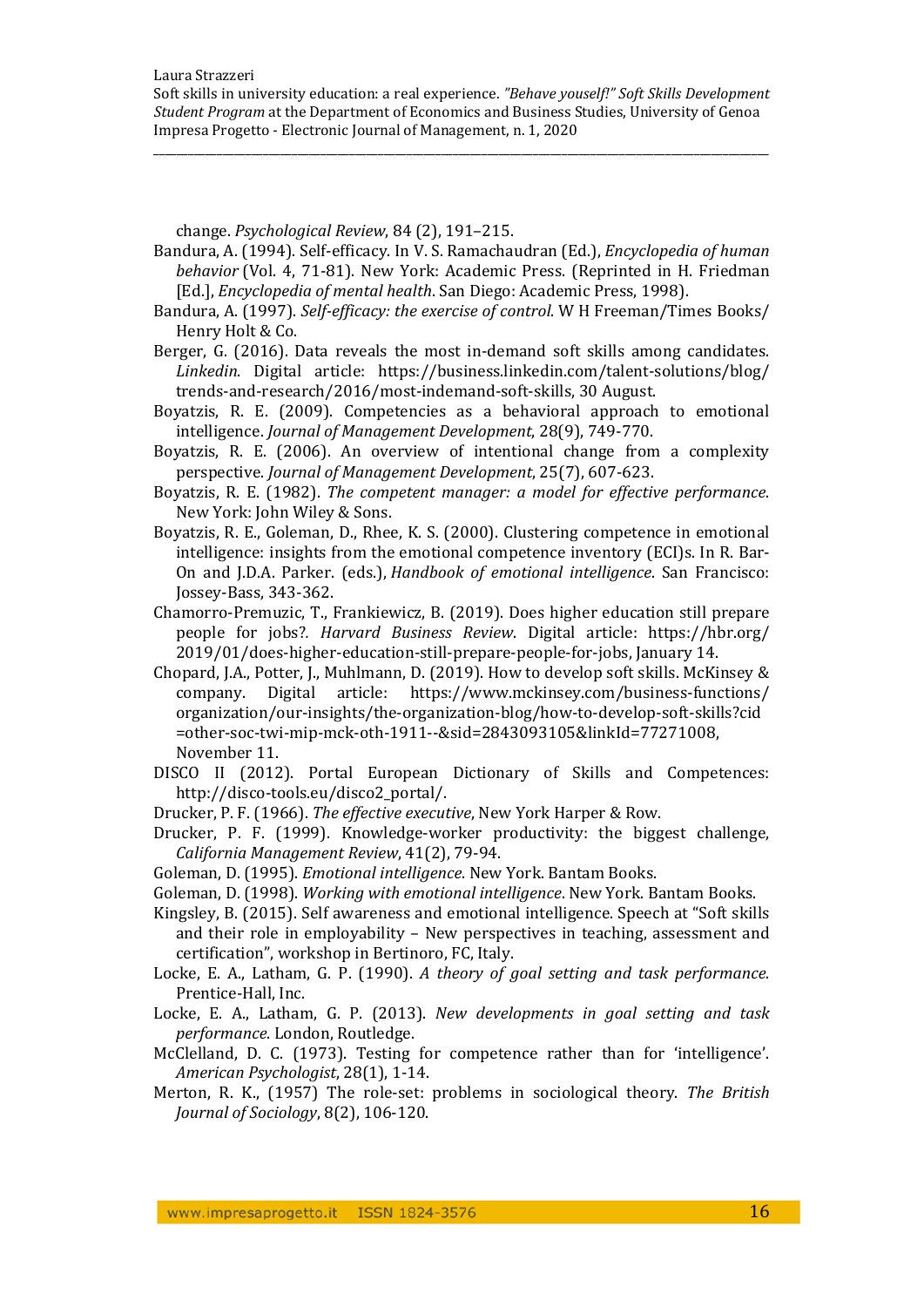change. *Psychological Review*, 84 (2), 191–215.

Bandura, A. (1994). Self-efficacy. In V. S. Ramachaudran (Ed.), *Encyclopedia of human behavior* (Vol. 4, 71-81). New York: Academic Press. (Reprinted in H. Friedman [Ed.], *Encyclopedia of mental health*. San Diego: Academic Press, 1998).

Bandura, A. (1997). *Self-efficacy: the exercise of control*. W H Freeman/Times Books/ Henry Holt & Co.

Berger, G. (2016). Data reveals the most in-demand soft skills among candidates. *Linkedin*. Digital article: https://business.linkedin.com/talent-solutions/blog/trends-and-research/2016/most-indemand-soft-skills, 30 August.

Boyatzis, R. E. (2009). Competencies as a behavioral approach to emotional intelligence. *Journal of Management Development*, 28(9), 749-770.

Boyatzis, R. E. (2006). An overview of intentional change from a complexity perspective. *Journal of Management Development*, 25(7), 607-623.

Boyatzis, R. E. (1982). *The competent manager: a model for effective performance*. New York: John Wiley & Sons.

Boyatzis, R. E., Goleman, D., Rhee, K. S. (2000). Clustering competence in emotional intelligence: insights from the emotional competence inventory (ECI)s. In R. Bar-On and J.D.A. Parker. (eds.), *Handbook of emotional intelligence*. San Francisco: Jossey-Bass, 343-362.

Chamorro-Premuzic, T., Frankiewicz, B. (2019). Does higher education still prepare people for jobs?. *Harvard Business Review*. Digital article: https://hbr.org/2019/01/does-higher-education-still-prepare-people-for-jobs, January 14.

Chopard, J.A., Potter, J., Muhlmann, D. (2019). How to develop soft skills. McKinsey & company. Digital article: https://www.mckinsey.com/business-functions/organization/our-insights/the-organization-blog/how-to-develop-soft-skills?cid=other-soc-twi-mip-mck-oth-1911--&sid=2843093105&linkId=77271008, November 11.

DISCO II (2012). Portal European Dictionary of Skills and Competences: http://disco-tools.eu/disco2_portal/.

Drucker, P. F. (1966). *The effective executive*, New York Harper & Row.

Drucker, P. F. (1999). Knowledge-worker productivity: the biggest challenge, *California Management Review*, 41(2), 79-94.

Goleman, D. (1995). *Emotional intelligence*. New York. Bantam Books.

Goleman, D. (1998). *Working with emotional intelligence*. New York. Bantam Books.

Kingsley, B. (2015). Self awareness and emotional intelligence. Speech at "Soft skills and their role in employability – New perspectives in teaching, assessment and certification", workshop in Bertinoro, FC, Italy.

Locke, E. A., Latham, G. P. (1990). *A theory of goal setting and task performance*. Prentice-Hall, Inc.

Locke, E. A., Latham, G. P. (2013). *New developments in goal setting and task performance*. London, Routledge.

McClelland, D. C. (1973). Testing for competence rather than for 'intelligence'. *American Psychologist*, 28(1), 1-14.

Merton, R. K., (1957) The role-set: problems in sociological theory. *The British Journal of Sociology*, 8(2), 106-120.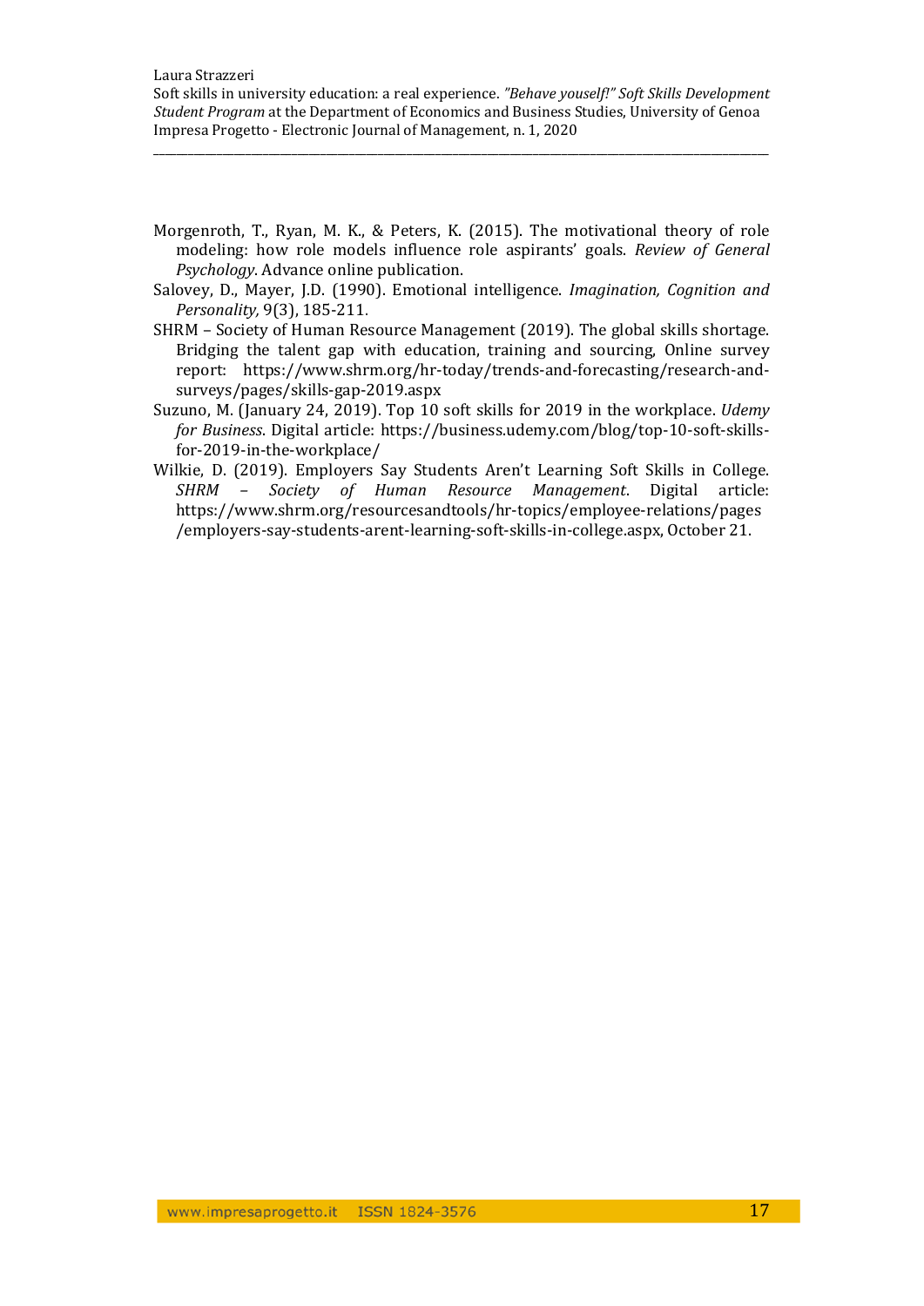Morgenroth, T., Ryan, M. K., & Peters, K. (2015). The motivational theory of role modeling: how role models influence role aspirants' goals. *Review of General Psychology*. Advance online publication.

Salovey, D., Mayer, J.D. (1990). Emotional intelligence. *Imagination, Cognition and Personality,* 9(3), 185-211.

SHRM – Society of Human Resource Management (2019). The global skills shortage. Bridging the talent gap with education, training and sourcing, Online survey report: https://www.shrm.org/hr-today/trends-and-forecasting/research-and-surveys/pages/skills-gap-2019.aspx

Suzuno, M. (January 24, 2019). Top 10 soft skills for 2019 in the workplace. *Udemy for Business*. Digital article: https://business.udemy.com/blog/top-10-soft-skills-for-2019-in-the-workplace/

Wilkie, D. (2019). Employers Say Students Aren't Learning Soft Skills in College. *SHRM – Society of Human Resource Management*. Digital article: https://www.shrm.org/resourcesandtools/hr-topics/employee-relations/pages/employers-say-students-arent-learning-soft-skills-in-college.aspx, October 21.